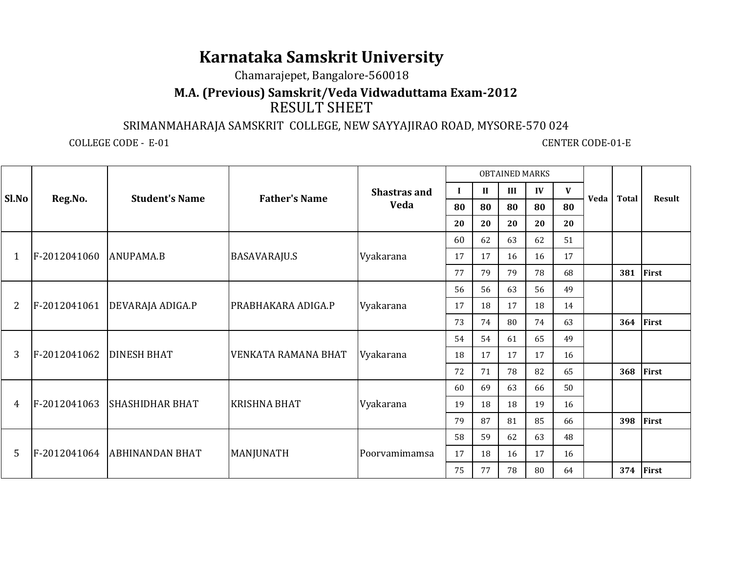# Karnataka Samskrit University

Chamarajepet, Bangalore-560018

## M.A. (Previous) Samskrit/Veda Vidwaduttama Exam-2012

RESULT SHEET

SRIMANMAHARAJA SAMSKRIT COLLEGE, NEW SAYYAJIRAO ROAD, MYSORE-570 024

COLLEGE CODE - E-01 CENTER CODE-01-E

| Sl.No | Reg.No. | Student's Name | Father's Name | Shastras and Veda | OBTAINED MARKS | | | | | Veda | Total | Result |
|---|---|---|---|---|---|---|---|---|---|---|---|---|
| | | | | | I | II | III | IV | V | | | |
| | | | | | 80 | 80 | 80 | 80 | 80 | | | |
| | | | | | 20 | 20 | 20 | 20 | 20 | | | |
| 1 | F-2012041060 | ANUPAMA.B | BASAVARAJU.S | Vyakarana | 60 | 62 | 63 | 62 | 51 | | | |
| | | | | | 17 | 17 | 16 | 16 | 17 | | | |
| | | | | | 77 | 79 | 79 | 78 | 68 | | **381** | **First** |
| 2 | F-2012041061 | DEVARAJA ADIGA.P | PRABHAKARA ADIGA.P | Vyakarana | 56 | 56 | 63 | 56 | 49 | | | |
| | | | | | 17 | 18 | 17 | 18 | 14 | | | |
| | | | | | 73 | 74 | 80 | 74 | 63 | | **364** | **First** |
| 3 | F-2012041062 | DINESH BHAT | VENKATA RAMANA BHAT | Vyakarana | 54 | 54 | 61 | 65 | 49 | | | |
| | | | | | 18 | 17 | 17 | 17 | 16 | | | |
| | | | | | 72 | 71 | 78 | 82 | 65 | | **368** | **First** |
| 4 | F-2012041063 | SHASHIDHAR BHAT | KRISHNA BHAT | Vyakarana | 60 | 69 | 63 | 66 | 50 | | | |
| | | | | | 19 | 18 | 18 | 19 | 16 | | | |
| | | | | | 79 | 87 | 81 | 85 | 66 | | **398** | **First** |
| 5 | F-2012041064 | ABHINANDAN BHAT | MANJUNATH | Poorvamimamsa | 58 | 59 | 62 | 63 | 48 | | | |
| | | | | | 17 | 18 | 16 | 17 | 16 | | | |
| | | | | | 75 | 77 | 78 | 80 | 64 | | **374** | **First** |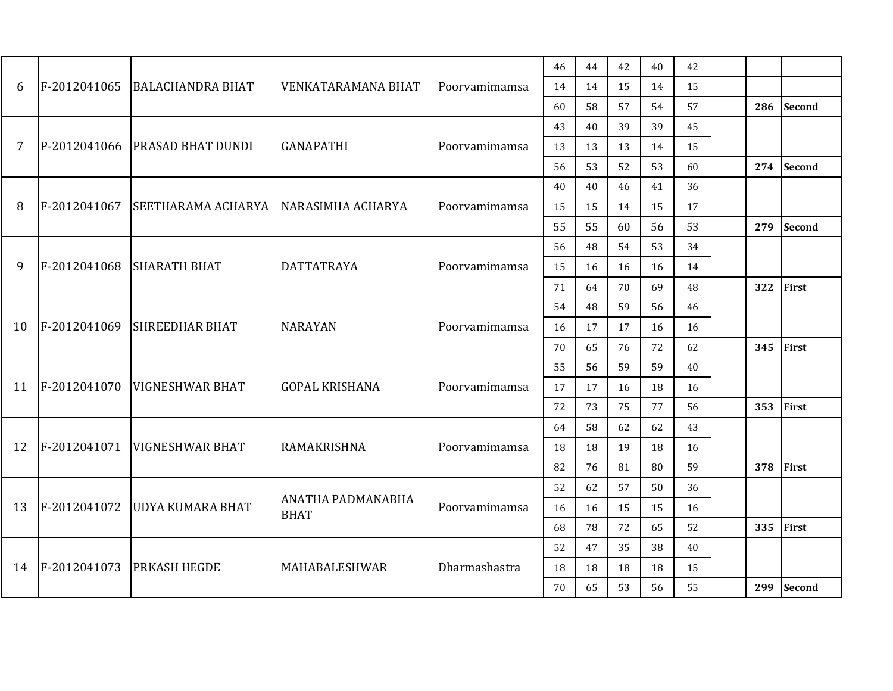| 6 | F-2012041065 | BALACHANDRA BHAT | VENKATARAMANA BHAT | Poorvamimamsa | 46 | 44 | 42 | 40 | 42 | | | |
|---|---|---|---|---|---|---|---|---|---|---|---|---|
| | | | | | 14 | 14 | 15 | 14 | 15 | | | |
| | | | | | 60 | 58 | 57 | 54 | 57 | | **286** | **Second** |
| 7 | P-2012041066 | PRASAD BHAT DUNDI | GANAPATHI | Poorvamimamsa | 43 | 40 | 39 | 39 | 45 | | | |
| | | | | | 13 | 13 | 13 | 14 | 15 | | | |
| | | | | | 56 | 53 | 52 | 53 | 60 | | **274** | **Second** |
| 8 | F-2012041067 | SEETHARAMA ACHARYA | NARASIMHA ACHARYA | Poorvamimamsa | 40 | 40 | 46 | 41 | 36 | | | |
| | | | | | 15 | 15 | 14 | 15 | 17 | | | |
| | | | | | 55 | 55 | 60 | 56 | 53 | | **279** | **Second** |
| 9 | F-2012041068 | SHARATH BHAT | DATTATRAYA | Poorvamimamsa | 56 | 48 | 54 | 53 | 34 | | | |
| | | | | | 15 | 16 | 16 | 16 | 14 | | | |
| | | | | | 71 | 64 | 70 | 69 | 48 | | **322** | **First** |
| 10 | F-2012041069 | SHREEDHAR BHAT | NARAYAN | Poorvamimamsa | 54 | 48 | 59 | 56 | 46 | | | |
| | | | | | 16 | 17 | 17 | 16 | 16 | | | |
| | | | | | 70 | 65 | 76 | 72 | 62 | | **345** | **First** |
| 11 | F-2012041070 | VIGNESHWAR BHAT | GOPAL KRISHANA | Poorvamimamsa | 55 | 56 | 59 | 59 | 40 | | | |
| | | | | | 17 | 17 | 16 | 18 | 16 | | | |
| | | | | | 72 | 73 | 75 | 77 | 56 | | **353** | **First** |
| 12 | F-2012041071 | VIGNESHWAR BHAT | RAMAKRISHNA | Poorvamimamsa | 64 | 58 | 62 | 62 | 43 | | | |
| | | | | | 18 | 18 | 19 | 18 | 16 | | | |
| | | | | | 82 | 76 | 81 | 80 | 59 | | **378** | **First** |
| 13 | F-2012041072 | UDYA KUMARA BHAT | ANATHA PADMANABHA BHAT | Poorvamimamsa | 52 | 62 | 57 | 50 | 36 | | | |
| | | | | | 16 | 16 | 15 | 15 | 16 | | | |
| | | | | | 68 | 78 | 72 | 65 | 52 | | **335** | **First** |
| 14 | F-2012041073 | PRKASH HEGDE | MAHABALESHWAR | Dharmashastra | 52 | 47 | 35 | 38 | 40 | | | |
| | | | | | 18 | 18 | 18 | 18 | 15 | | | |
| | | | | | 70 | 65 | 53 | 56 | 55 | | **299** | **Second** |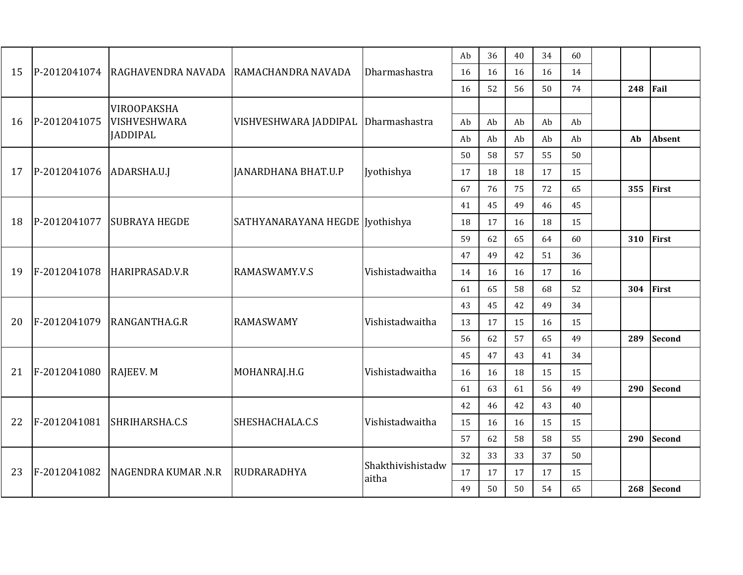| | | | | | | | | | | | | |
|---|---|---|---|---|---|---|---|---|---|---|---|---|
| 15 | P-2012041074 | RAGHAVENDRA NAVADA | RAMACHANDRA NAVADA | Dharmashastra | Ab | 36 | 40 | 34 | 60 | | | |
| | | | | | 16 | 16 | 16 | 16 | 14 | | | |
| | | | | | 16 | 52 | 56 | 50 | 74 | | **248** | **Fail** |
| 16 | P-2012041075 | VIROOPAKSHA VISHVESHWARA JADDIPAL | VISHVESHWARA JADDIPAL | Dharmashastra | | | | | | | | |
| | | | | | Ab | Ab | Ab | Ab | Ab | | | |
| | | | | | Ab | Ab | Ab | Ab | Ab | | **Ab** | **Absent** |
| 17 | P-2012041076 | ADARSHA.U.J | JANARDHANA BHAT.U.P | Jyothishya | 50 | 58 | 57 | 55 | 50 | | | |
| | | | | | 17 | 18 | 18 | 17 | 15 | | | |
| | | | | | 67 | 76 | 75 | 72 | 65 | | **355** | **First** |
| 18 | P-2012041077 | SUBRAYA HEGDE | SATHYANARAYANA HEGDE | Jyothishya | 41 | 45 | 49 | 46 | 45 | | | |
| | | | | | 18 | 17 | 16 | 18 | 15 | | | |
| | | | | | 59 | 62 | 65 | 64 | 60 | | **310** | **First** |
| 19 | F-2012041078 | HARIPRASAD.V.R | RAMASWAMY.V.S | Vishistadwaitha | 47 | 49 | 42 | 51 | 36 | | | |
| | | | | | 14 | 16 | 16 | 17 | 16 | | | |
| | | | | | 61 | 65 | 58 | 68 | 52 | | **304** | **First** |
| 20 | F-2012041079 | RANGANTHA.G.R | RAMASWAMY | Vishistadwaitha | 43 | 45 | 42 | 49 | 34 | | | |
| | | | | | 13 | 17 | 15 | 16 | 15 | | | |
| | | | | | 56 | 62 | 57 | 65 | 49 | | **289** | **Second** |
| 21 | F-2012041080 | RAJEEV. M | MOHANRAJ.H.G | Vishistadwaitha | 45 | 47 | 43 | 41 | 34 | | | |
| | | | | | 16 | 16 | 18 | 15 | 15 | | | |
| | | | | | 61 | 63 | 61 | 56 | 49 | | **290** | **Second** |
| 22 | F-2012041081 | SHRIHARSHA.C.S | SHESHACHALA.C.S | Vishistadwaitha | 42 | 46 | 42 | 43 | 40 | | | |
| | | | | | 15 | 16 | 16 | 15 | 15 | | | |
| | | | | | 57 | 62 | 58 | 58 | 55 | | **290** | **Second** |
| 23 | F-2012041082 | NAGENDRA KUMAR .N.R | RUDRARADHYA | Shakthivishistadwaitha | 32 | 33 | 33 | 37 | 50 | | | |
| | | | | | 17 | 17 | 17 | 17 | 15 | | | |
| | | | | | 49 | 50 | 50 | 54 | 65 | | **268** | **Second** |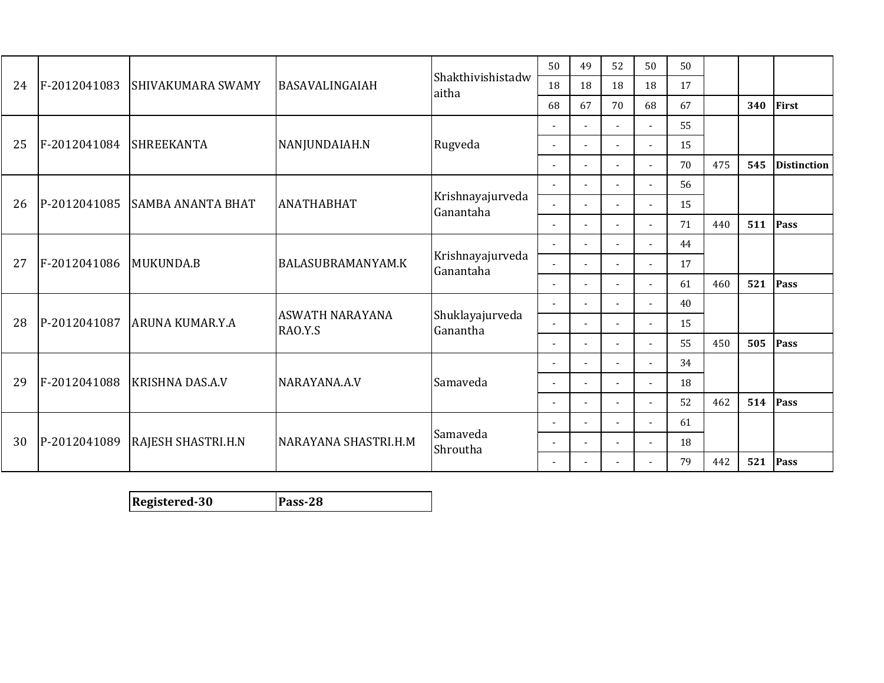| | | | | | | | | | | | | | |
|---|---|---|---|---|---|---|---|---|---|---|---|---|---|
| 24 | F-2012041083 | SHIVAKUMARA SWAMY | BASAVALINGAIAH | Shakthivishistadwaitha | 50 | 49 | 52 | 50 | 50 | | | |
| | | | | | 18 | 18 | 18 | 18 | 17 | | | |
| | | | | | 68 | 67 | 70 | 68 | 67 | | **340** | **First** |
| 25 | F-2012041084 | SHREEKANTA | NANJUNDAIAH.N | Rugveda | - | - | - | - | 55 | | | |
| | | | | | - | - | - | - | 15 | | | |
| | | | | | - | - | - | - | 70 | 475 | **545** | **Distinction** |
| 26 | P-2012041085 | SAMBA ANANTA BHAT | ANATHABHAT | Krishnayajurveda Ganantaha | - | - | - | - | 56 | | | |
| | | | | | - | - | - | - | 15 | | | |
| | | | | | - | - | - | - | 71 | 440 | **511** | **Pass** |
| 27 | F-2012041086 | MUKUNDA.B | BALASUBRAMANYAM.K | Krishnayajurveda Ganantaha | - | - | - | - | 44 | | | |
| | | | | | - | - | - | - | 17 | | | |
| | | | | | - | - | - | - | 61 | 460 | **521** | **Pass** |
| 28 | P-2012041087 | ARUNA KUMAR.Y.A | ASWATH NARAYANA RAO.Y.S | Shuklayajurveda Ganantha | - | - | - | - | 40 | | | |
| | | | | | - | - | - | - | 15 | | | |
| | | | | | - | - | - | - | 55 | 450 | **505** | **Pass** |
| 29 | F-2012041088 | KRISHNA DAS.A.V | NARAYANA.A.V | Samaveda | - | - | - | - | 34 | | | |
| | | | | | - | - | - | - | 18 | | | |
| | | | | | - | - | - | - | 52 | 462 | **514** | **Pass** |
| 30 | P-2012041089 | RAJESH SHASTRI.H.N | NARAYANA SHASTRI.H.M | Samaveda Shroutha | - | - | - | - | 61 | | | |
| | | | | | - | - | - | - | 18 | | | |
| | | | | | - | - | - | - | 79 | 442 | **521** | **Pass** |

| | |
|---|---|
| **Registered-30** | **Pass-28** |